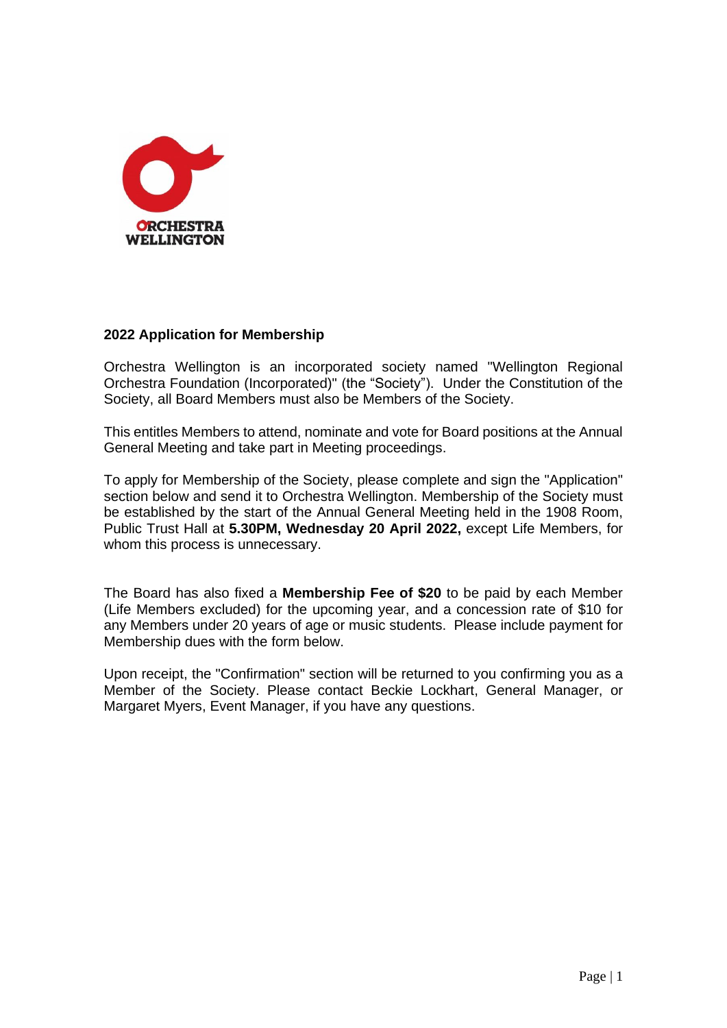ORCHESTRA WELLINGTON

## 2022 Application for Membership

Orchestra Wellington is an incorporated society named "Wellington Regional Orchestra Foundation (Incorporated)" (the "Society"). Under the Constitution of the Society, all Board Members must also be Members of the Society.

This entitles Members to attend, nominate and vote for Board positions at the Annual General Meeting and take part in Meeting proceedings.

To apply for Membership of the Society, please complete and sign the "Application" section below and send it to Orchestra Wellington. Membership of the Society must be established by the start of the Annual General Meeting held in the 1908 Room, Public Trust Hall at **5.30PM, Wednesday 20 April 2022,** except Life Members, for whom this process is unnecessary.

The Board has also fixed a **Membership Fee of $20** to be paid by each Member (Life Members excluded) for the upcoming year, and a concession rate of $10 for any Members under 20 years of age or music students. Please include payment for Membership dues with the form below.

Upon receipt, the "Confirmation" section will be returned to you confirming you as a Member of the Society. Please contact Beckie Lockhart, General Manager, or Margaret Myers, Event Manager, if you have any questions.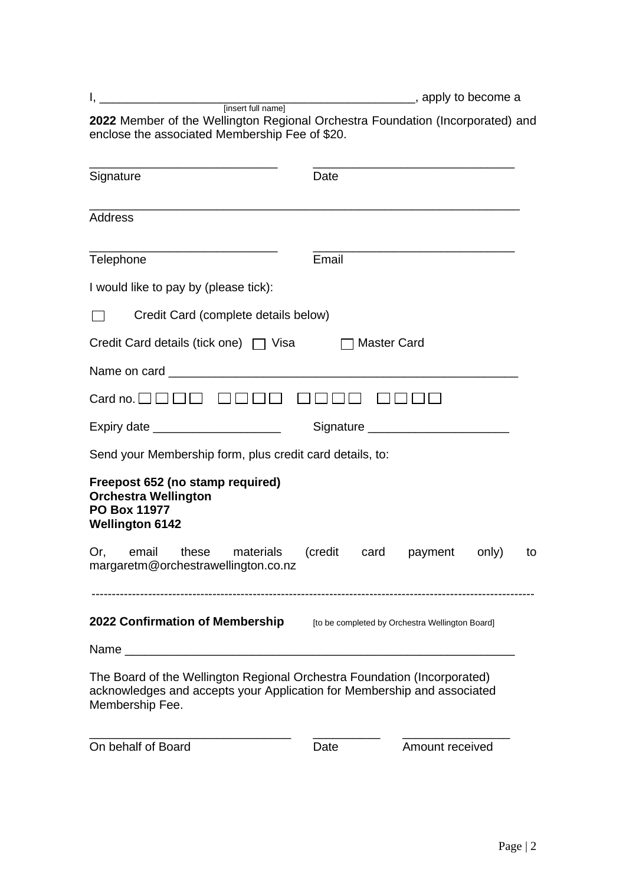I, _______________________________________________, apply to become a
[insert full name]
**2022** Member of the Wellington Regional Orchestra Foundation (Incorporated) and enclose the associated Membership Fee of $20.

___________________________ ___________________________
Signature Date

_____________________________________________________________
Address

___________________________ ___________________________
Telephone Email

I would like to pay by (please tick):

☐ Credit Card (complete details below)

Credit Card details (tick one) ☐ Visa ☐ Master Card

Name on card _______________________________________________

Card no. ☐☐☐☐ ☐☐☐☐ ☐☐☐☐ ☐☐☐☐

Expiry date __________________ Signature ____________________

Send your Membership form, plus credit card details, to:

**Freepost 652 (no stamp required)**
**Orchestra Wellington**
**PO Box 11977**
**Wellington 6142**

Or, email these materials (credit card payment only) to margaretm@orchestrawellington.co.nz

---

**2022 Confirmation of Membership** [to be completed by Orchestra Wellington Board]

Name _____________________________________________________

The Board of the Wellington Regional Orchestra Foundation (Incorporated) acknowledges and accepts your Application for Membership and associated Membership Fee.

_____________________________ __________ _______________
On behalf of Board Date Amount received